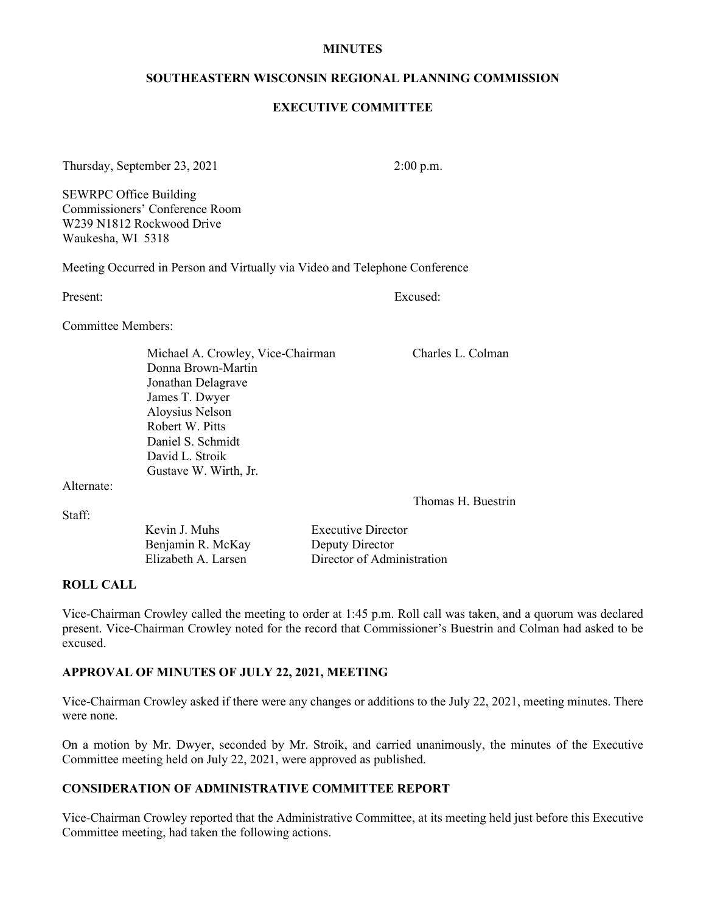**MINUTES**

**SOUTHEASTERN WISCONSIN REGIONAL PLANNING COMMISSION**

**EXECUTIVE COMMITTEE**

Thursday, September 23, 2021 2:00 p.m.

SEWRPC Office Building
Commissioners' Conference Room
W239 N1812 Rockwood Drive
Waukesha, WI 5318

Meeting Occurred in Person and Virtually via Video and Telephone Conference

| Present: | | Excused: |
|---|---|---|
| Committee Members: | | |
| | Michael A. Crowley, Vice-Chairman | Charles L. Colman |
| | Donna Brown-Martin | |
| | Jonathan Delagrave | |
| | James T. Dwyer | |
| | Aloysius Nelson | |
| | Robert W. Pitts | |
| | Daniel S. Schmidt | |
| | David L. Stroik | |
| | Gustave W. Wirth, Jr. | |
| Alternate: | | |
| | | Thomas H. Buestrin |

Staff:

| | |
|---|---|
| Kevin J. Muhs | Executive Director |
| Benjamin R. McKay | Deputy Director |
| Elizabeth A. Larsen | Director of Administration |

## ROLL CALL

Vice-Chairman Crowley called the meeting to order at 1:45 p.m. Roll call was taken, and a quorum was declared present. Vice-Chairman Crowley noted for the record that Commissioner's Buestrin and Colman had asked to be excused.

## APPROVAL OF MINUTES OF JULY 22, 2021, MEETING

Vice-Chairman Crowley asked if there were any changes or additions to the July 22, 2021, meeting minutes. There were none.

On a motion by Mr. Dwyer, seconded by Mr. Stroik, and carried unanimously, the minutes of the Executive Committee meeting held on July 22, 2021, were approved as published.

## CONSIDERATION OF ADMINISTRATIVE COMMITTEE REPORT

Vice-Chairman Crowley reported that the Administrative Committee, at its meeting held just before this Executive Committee meeting, had taken the following actions.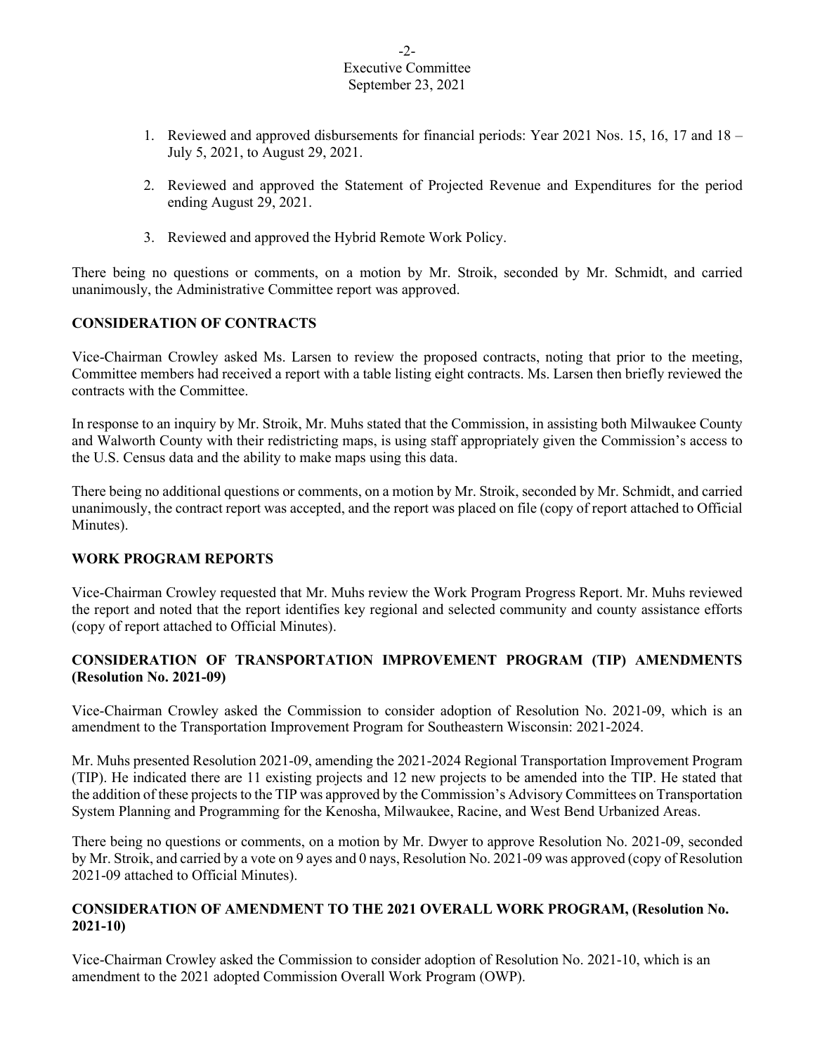1. Reviewed and approved disbursements for financial periods: Year 2021 Nos. 15, 16, 17 and 18 – July 5, 2021, to August 29, 2021.

2. Reviewed and approved the Statement of Projected Revenue and Expenditures for the period ending August 29, 2021.

3. Reviewed and approved the Hybrid Remote Work Policy.

There being no questions or comments, on a motion by Mr. Stroik, seconded by Mr. Schmidt, and carried unanimously, the Administrative Committee report was approved.

**CONSIDERATION OF CONTRACTS**

Vice-Chairman Crowley asked Ms. Larsen to review the proposed contracts, noting that prior to the meeting, Committee members had received a report with a table listing eight contracts. Ms. Larsen then briefly reviewed the contracts with the Committee.

In response to an inquiry by Mr. Stroik, Mr. Muhs stated that the Commission, in assisting both Milwaukee County and Walworth County with their redistricting maps, is using staff appropriately given the Commission's access to the U.S. Census data and the ability to make maps using this data.

There being no additional questions or comments, on a motion by Mr. Stroik, seconded by Mr. Schmidt, and carried unanimously, the contract report was accepted, and the report was placed on file (copy of report attached to Official Minutes).

**WORK PROGRAM REPORTS**

Vice-Chairman Crowley requested that Mr. Muhs review the Work Program Progress Report. Mr. Muhs reviewed the report and noted that the report identifies key regional and selected community and county assistance efforts (copy of report attached to Official Minutes).

**CONSIDERATION OF TRANSPORTATION IMPROVEMENT PROGRAM (TIP) AMENDMENTS (Resolution No. 2021-09)**

Vice-Chairman Crowley asked the Commission to consider adoption of Resolution No. 2021-09, which is an amendment to the Transportation Improvement Program for Southeastern Wisconsin: 2021-2024.

Mr. Muhs presented Resolution 2021-09, amending the 2021-2024 Regional Transportation Improvement Program (TIP). He indicated there are 11 existing projects and 12 new projects to be amended into the TIP. He stated that the addition of these projects to the TIP was approved by the Commission's Advisory Committees on Transportation System Planning and Programming for the Kenosha, Milwaukee, Racine, and West Bend Urbanized Areas.

There being no questions or comments, on a motion by Mr. Dwyer to approve Resolution No. 2021-09, seconded by Mr. Stroik, and carried by a vote on 9 ayes and 0 nays, Resolution No. 2021-09 was approved (copy of Resolution 2021-09 attached to Official Minutes).

**CONSIDERATION OF AMENDMENT TO THE 2021 OVERALL WORK PROGRAM, (Resolution No. 2021-10)**

Vice-Chairman Crowley asked the Commission to consider adoption of Resolution No. 2021-10, which is an amendment to the 2021 adopted Commission Overall Work Program (OWP).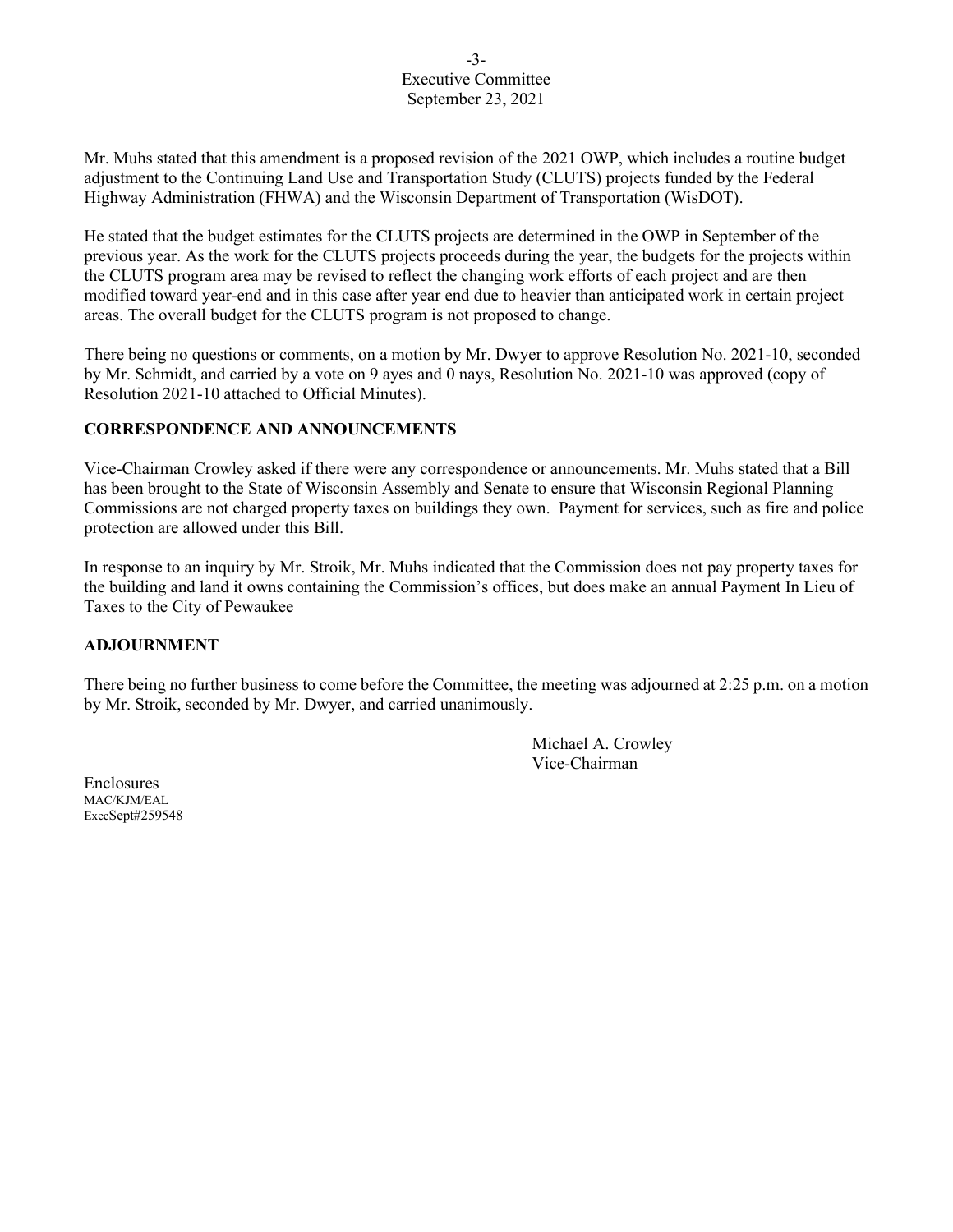Mr. Muhs stated that this amendment is a proposed revision of the 2021 OWP, which includes a routine budget adjustment to the Continuing Land Use and Transportation Study (CLUTS) projects funded by the Federal Highway Administration (FHWA) and the Wisconsin Department of Transportation (WisDOT).

He stated that the budget estimates for the CLUTS projects are determined in the OWP in September of the previous year. As the work for the CLUTS projects proceeds during the year, the budgets for the projects within the CLUTS program area may be revised to reflect the changing work efforts of each project and are then modified toward year-end and in this case after year end due to heavier than anticipated work in certain project areas. The overall budget for the CLUTS program is not proposed to change.

There being no questions or comments, on a motion by Mr. Dwyer to approve Resolution No. 2021-10, seconded by Mr. Schmidt, and carried by a vote on 9 ayes and 0 nays, Resolution No. 2021-10 was approved (copy of Resolution 2021-10 attached to Official Minutes).

## CORRESPONDENCE AND ANNOUNCEMENTS

Vice-Chairman Crowley asked if there were any correspondence or announcements. Mr. Muhs stated that a Bill has been brought to the State of Wisconsin Assembly and Senate to ensure that Wisconsin Regional Planning Commissions are not charged property taxes on buildings they own. Payment for services, such as fire and police protection are allowed under this Bill.

In response to an inquiry by Mr. Stroik, Mr. Muhs indicated that the Commission does not pay property taxes for the building and land it owns containing the Commission's offices, but does make an annual Payment In Lieu of Taxes to the City of Pewaukee

## ADJOURNMENT

There being no further business to come before the Committee, the meeting was adjourned at 2:25 p.m. on a motion by Mr. Stroik, seconded by Mr. Dwyer, and carried unanimously.

Michael A. Crowley
Vice-Chairman

Enclosures
MAC/KJM/EAL
ExecSept#259548